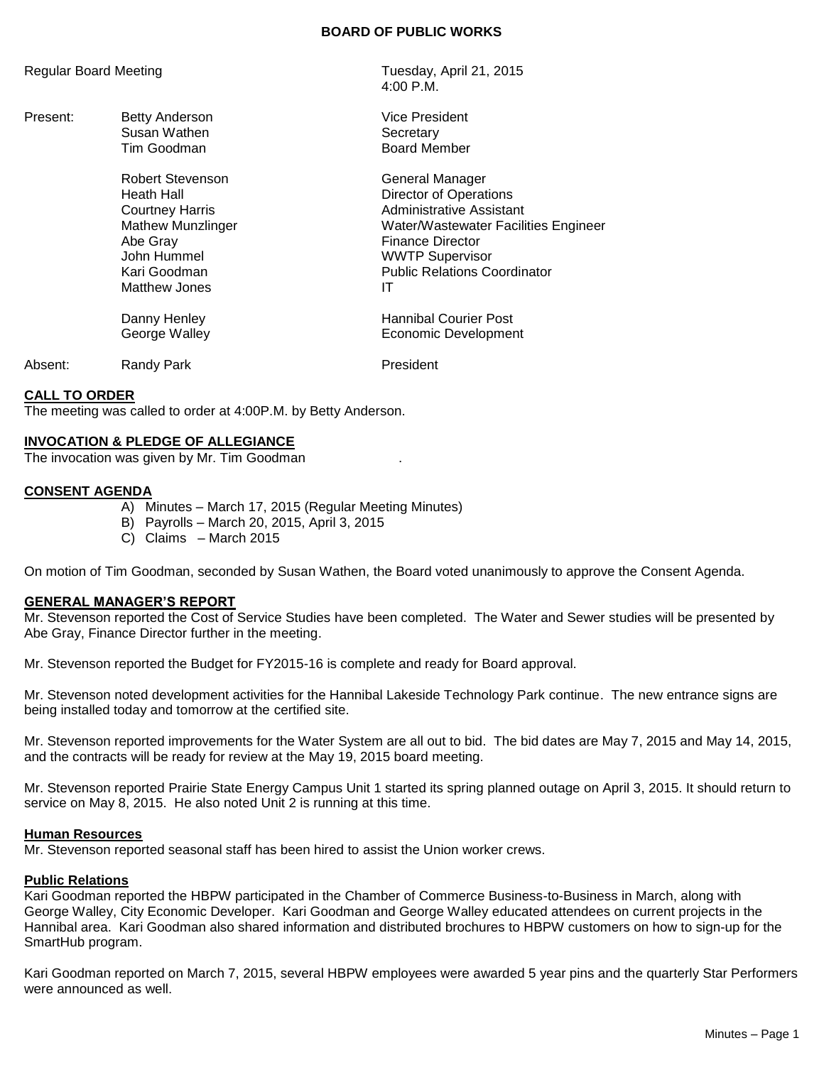# BOARD OF PUBLIC WORKS

Regular Board Meeting — Tuesday, April 21, 2015, 4:00 P.M.

| | | |
|---|---|---|
| Present: | Betty Anderson | Vice President |
| | Susan Wathen | Secretary |
| | Tim Goodman | Board Member |
| | | |
| | Robert Stevenson | General Manager |
| | Heath Hall | Director of Operations |
| | Courtney Harris | Administrative Assistant |
| | Mathew Munzlinger | Water/Wastewater Facilities Engineer |
| | Abe Gray | Finance Director |
| | John Hummel | WWTP Supervisor |
| | Kari Goodman | Public Relations Coordinator |
| | Matthew Jones | IT |
| | | |
| | Danny Henley | Hannibal Courier Post |
| | George Walley | Economic Development |
| | | |
| Absent: | Randy Park | President |

## CALL TO ORDER

The meeting was called to order at 4:00P.M. by Betty Anderson.

## INVOCATION & PLEDGE OF ALLEGIANCE

The invocation was given by Mr. Tim Goodman .

## CONSENT AGENDA

A) Minutes – March 17, 2015 (Regular Meeting Minutes)
B) Payrolls – March 20, 2015, April 3, 2015
C) Claims – March 2015

On motion of Tim Goodman, seconded by Susan Wathen, the Board voted unanimously to approve the Consent Agenda.

## GENERAL MANAGER'S REPORT

Mr. Stevenson reported the Cost of Service Studies have been completed. The Water and Sewer studies will be presented by Abe Gray, Finance Director further in the meeting.

Mr. Stevenson reported the Budget for FY2015-16 is complete and ready for Board approval.

Mr. Stevenson noted development activities for the Hannibal Lakeside Technology Park continue. The new entrance signs are being installed today and tomorrow at the certified site.

Mr. Stevenson reported improvements for the Water System are all out to bid. The bid dates are May 7, 2015 and May 14, 2015, and the contracts will be ready for review at the May 19, 2015 board meeting.

Mr. Stevenson reported Prairie State Energy Campus Unit 1 started its spring planned outage on April 3, 2015. It should return to service on May 8, 2015. He also noted Unit 2 is running at this time.

### Human Resources

Mr. Stevenson reported seasonal staff has been hired to assist the Union worker crews.

### Public Relations

Kari Goodman reported the HBPW participated in the Chamber of Commerce Business-to-Business in March, along with George Walley, City Economic Developer. Kari Goodman and George Walley educated attendees on current projects in the Hannibal area. Kari Goodman also shared information and distributed brochures to HBPW customers on how to sign-up for the SmartHub program.

Kari Goodman reported on March 7, 2015, several HBPW employees were awarded 5 year pins and the quarterly Star Performers were announced as well.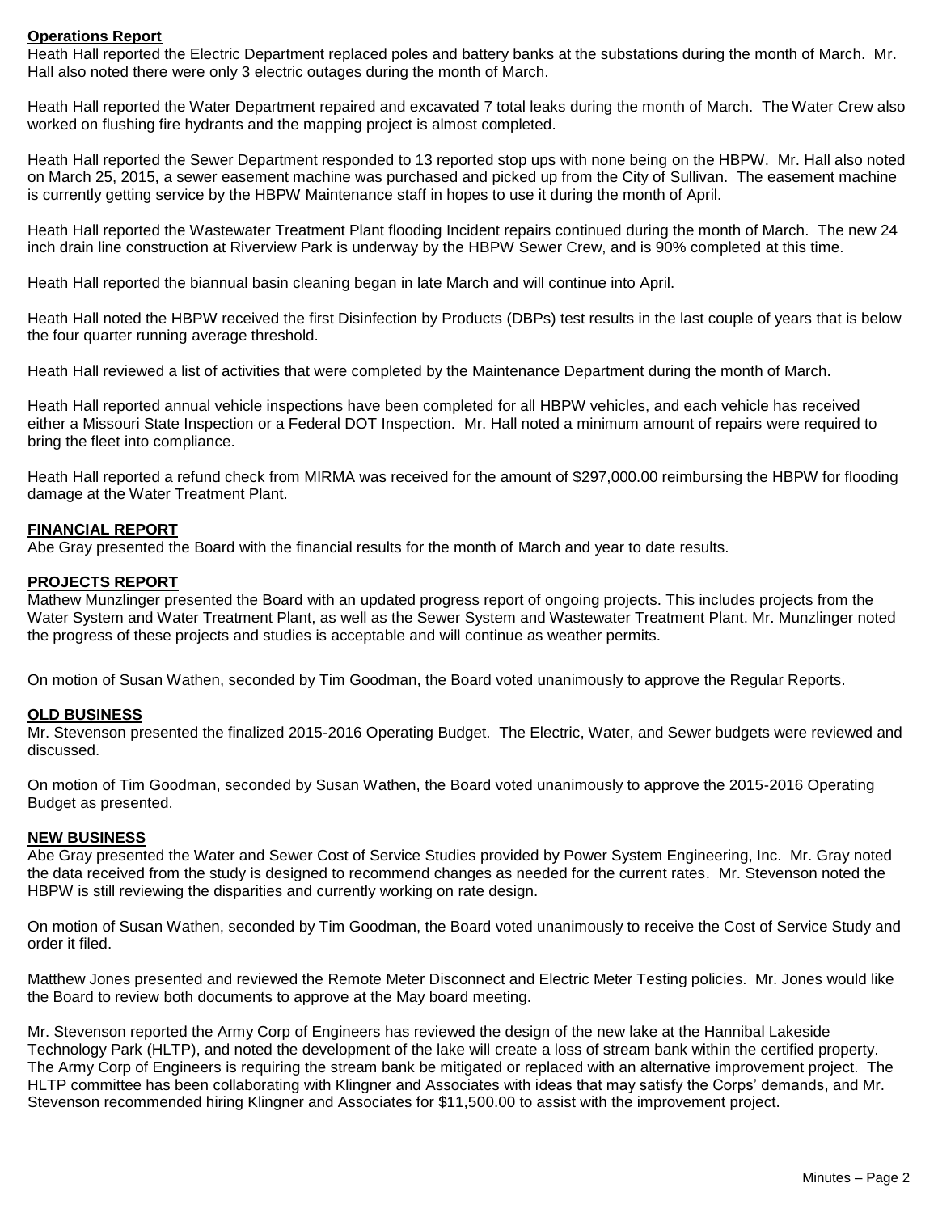**Operations Report**

Heath Hall reported the Electric Department replaced poles and battery banks at the substations during the month of March. Mr. Hall also noted there were only 3 electric outages during the month of March.

Heath Hall reported the Water Department repaired and excavated 7 total leaks during the month of March. The Water Crew also worked on flushing fire hydrants and the mapping project is almost completed.

Heath Hall reported the Sewer Department responded to 13 reported stop ups with none being on the HBPW. Mr. Hall also noted on March 25, 2015, a sewer easement machine was purchased and picked up from the City of Sullivan. The easement machine is currently getting service by the HBPW Maintenance staff in hopes to use it during the month of April.

Heath Hall reported the Wastewater Treatment Plant flooding Incident repairs continued during the month of March. The new 24 inch drain line construction at Riverview Park is underway by the HBPW Sewer Crew, and is 90% completed at this time.

Heath Hall reported the biannual basin cleaning began in late March and will continue into April.

Heath Hall noted the HBPW received the first Disinfection by Products (DBPs) test results in the last couple of years that is below the four quarter running average threshold.

Heath Hall reviewed a list of activities that were completed by the Maintenance Department during the month of March.

Heath Hall reported annual vehicle inspections have been completed for all HBPW vehicles, and each vehicle has received either a Missouri State Inspection or a Federal DOT Inspection. Mr. Hall noted a minimum amount of repairs were required to bring the fleet into compliance.

Heath Hall reported a refund check from MIRMA was received for the amount of $297,000.00 reimbursing the HBPW for flooding damage at the Water Treatment Plant.

**FINANCIAL REPORT**

Abe Gray presented the Board with the financial results for the month of March and year to date results.

**PROJECTS REPORT**

Mathew Munzlinger presented the Board with an updated progress report of ongoing projects. This includes projects from the Water System and Water Treatment Plant, as well as the Sewer System and Wastewater Treatment Plant. Mr. Munzlinger noted the progress of these projects and studies is acceptable and will continue as weather permits.

On motion of Susan Wathen, seconded by Tim Goodman, the Board voted unanimously to approve the Regular Reports.

**OLD BUSINESS**

Mr. Stevenson presented the finalized 2015-2016 Operating Budget. The Electric, Water, and Sewer budgets were reviewed and discussed.

On motion of Tim Goodman, seconded by Susan Wathen, the Board voted unanimously to approve the 2015-2016 Operating Budget as presented.

**NEW BUSINESS**

Abe Gray presented the Water and Sewer Cost of Service Studies provided by Power System Engineering, Inc. Mr. Gray noted the data received from the study is designed to recommend changes as needed for the current rates. Mr. Stevenson noted the HBPW is still reviewing the disparities and currently working on rate design.

On motion of Susan Wathen, seconded by Tim Goodman, the Board voted unanimously to receive the Cost of Service Study and order it filed.

Matthew Jones presented and reviewed the Remote Meter Disconnect and Electric Meter Testing policies. Mr. Jones would like the Board to review both documents to approve at the May board meeting.

Mr. Stevenson reported the Army Corp of Engineers has reviewed the design of the new lake at the Hannibal Lakeside Technology Park (HLTP), and noted the development of the lake will create a loss of stream bank within the certified property. The Army Corp of Engineers is requiring the stream bank be mitigated or replaced with an alternative improvement project. The HLTP committee has been collaborating with Klingner and Associates with ideas that may satisfy the Corps' demands, and Mr. Stevenson recommended hiring Klingner and Associates for $11,500.00 to assist with the improvement project.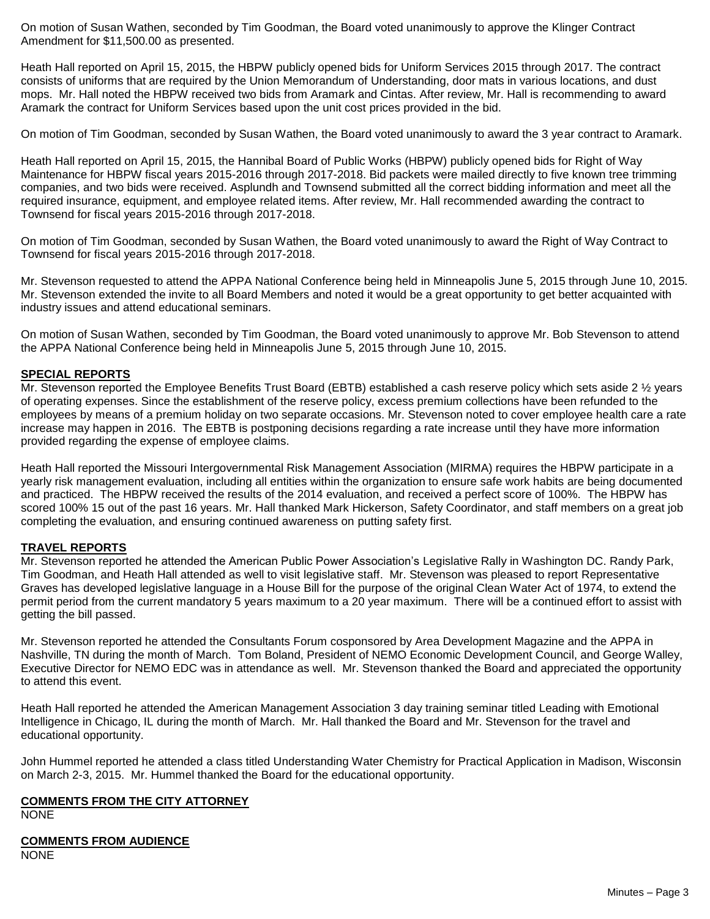On motion of Susan Wathen, seconded by Tim Goodman, the Board voted unanimously to approve the Klinger Contract Amendment for $11,500.00 as presented.

Heath Hall reported on April 15, 2015, the HBPW publicly opened bids for Uniform Services 2015 through 2017. The contract consists of uniforms that are required by the Union Memorandum of Understanding, door mats in various locations, and dust mops. Mr. Hall noted the HBPW received two bids from Aramark and Cintas. After review, Mr. Hall is recommending to award Aramark the contract for Uniform Services based upon the unit cost prices provided in the bid.

On motion of Tim Goodman, seconded by Susan Wathen, the Board voted unanimously to award the 3 year contract to Aramark.

Heath Hall reported on April 15, 2015, the Hannibal Board of Public Works (HBPW) publicly opened bids for Right of Way Maintenance for HBPW fiscal years 2015-2016 through 2017-2018. Bid packets were mailed directly to five known tree trimming companies, and two bids were received. Asplundh and Townsend submitted all the correct bidding information and meet all the required insurance, equipment, and employee related items. After review, Mr. Hall recommended awarding the contract to Townsend for fiscal years 2015-2016 through 2017-2018.

On motion of Tim Goodman, seconded by Susan Wathen, the Board voted unanimously to award the Right of Way Contract to Townsend for fiscal years 2015-2016 through 2017-2018.

Mr. Stevenson requested to attend the APPA National Conference being held in Minneapolis June 5, 2015 through June 10, 2015. Mr. Stevenson extended the invite to all Board Members and noted it would be a great opportunity to get better acquainted with industry issues and attend educational seminars.

On motion of Susan Wathen, seconded by Tim Goodman, the Board voted unanimously to approve Mr. Bob Stevenson to attend the APPA National Conference being held in Minneapolis June 5, 2015 through June 10, 2015.

**SPECIAL REPORTS**

Mr. Stevenson reported the Employee Benefits Trust Board (EBTB) established a cash reserve policy which sets aside 2 ½ years of operating expenses. Since the establishment of the reserve policy, excess premium collections have been refunded to the employees by means of a premium holiday on two separate occasions. Mr. Stevenson noted to cover employee health care a rate increase may happen in 2016. The EBTB is postponing decisions regarding a rate increase until they have more information provided regarding the expense of employee claims.

Heath Hall reported the Missouri Intergovernmental Risk Management Association (MIRMA) requires the HBPW participate in a yearly risk management evaluation, including all entities within the organization to ensure safe work habits are being documented and practiced. The HBPW received the results of the 2014 evaluation, and received a perfect score of 100%. The HBPW has scored 100% 15 out of the past 16 years. Mr. Hall thanked Mark Hickerson, Safety Coordinator, and staff members on a great job completing the evaluation, and ensuring continued awareness on putting safety first.

**TRAVEL REPORTS**

Mr. Stevenson reported he attended the American Public Power Association's Legislative Rally in Washington DC. Randy Park, Tim Goodman, and Heath Hall attended as well to visit legislative staff. Mr. Stevenson was pleased to report Representative Graves has developed legislative language in a House Bill for the purpose of the original Clean Water Act of 1974, to extend the permit period from the current mandatory 5 years maximum to a 20 year maximum. There will be a continued effort to assist with getting the bill passed.

Mr. Stevenson reported he attended the Consultants Forum cosponsored by Area Development Magazine and the APPA in Nashville, TN during the month of March. Tom Boland, President of NEMO Economic Development Council, and George Walley, Executive Director for NEMO EDC was in attendance as well. Mr. Stevenson thanked the Board and appreciated the opportunity to attend this event.

Heath Hall reported he attended the American Management Association 3 day training seminar titled Leading with Emotional Intelligence in Chicago, IL during the month of March. Mr. Hall thanked the Board and Mr. Stevenson for the travel and educational opportunity.

John Hummel reported he attended a class titled Understanding Water Chemistry for Practical Application in Madison, Wisconsin on March 2-3, 2015. Mr. Hummel thanked the Board for the educational opportunity.

**COMMENTS FROM THE CITY ATTORNEY**

NONE

**COMMENTS FROM AUDIENCE**

NONE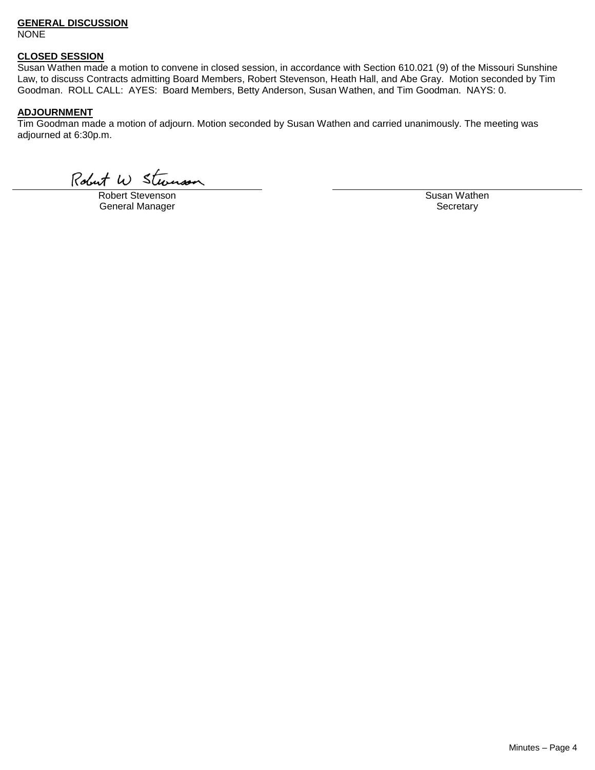**GENERAL DISCUSSION**
NONE

**CLOSED SESSION**
Susan Wathen made a motion to convene in closed session, in accordance with Section 610.021 (9) of the Missouri Sunshine Law, to discuss Contracts admitting Board Members, Robert Stevenson, Heath Hall, and Abe Gray. Motion seconded by Tim Goodman. ROLL CALL: AYES: Board Members, Betty Anderson, Susan Wathen, and Tim Goodman. NAYS: 0.

**ADJOURNMENT**
Tim Goodman made a motion of adjourn. Motion seconded by Susan Wathen and carried unanimously. The meeting was adjourned at 6:30p.m.

Robert W Stevenson

Robert Stevenson
General Manager

Susan Wathen
Secretary